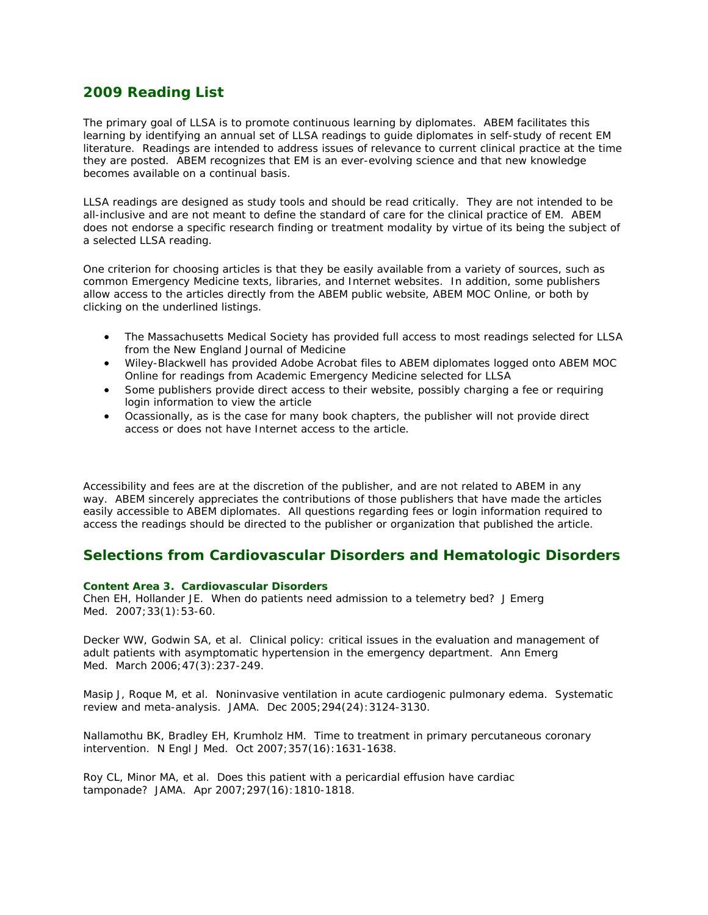## 2009 Reading List

The primary goal of LLSA is to promote continuous learning by diplomates. ABEM facilitates this learning by identifying an annual set of LLSA readings to guide diplomates in self-study of recent EM literature. Readings are intended to address issues of relevance to current clinical practice at the time they are posted. ABEM recognizes that EM is an ever-evolving science and that new knowledge becomes available on a continual basis.

LLSA readings are designed as study tools and should be read critically. They are not intended to be all-inclusive and are not meant to define the standard of care for the clinical practice of EM. ABEM does not endorse a specific research finding or treatment modality by virtue of its being the subject of a selected LLSA reading.

One criterion for choosing articles is that they be easily available from a variety of sources, such as common Emergency Medicine texts, libraries, and Internet websites. In addition, some publishers allow access to the articles directly from the ABEM public website, ABEM MOC Online, or both by clicking on the underlined listings.

- The Massachusetts Medical Society has provided full access to most readings selected for LLSA from the New England Journal of Medicine
- Wiley-Blackwell has provided Adobe Acrobat files to ABEM diplomates logged onto ABEM MOC Online for readings from Academic Emergency Medicine selected for LLSA
- Some publishers provide direct access to their website, possibly charging a fee or requiring login information to view the article
- Ocassionally, as is the case for many book chapters, the publisher will not provide direct access or does not have Internet access to the article.

Accessibility and fees are at the discretion of the publisher, and are not related to ABEM in any way. ABEM sincerely appreciates the contributions of those publishers that have made the articles easily accessible to ABEM diplomates. All questions regarding fees or login information required to access the readings should be directed to the publisher or organization that published the article.

## Selections from Cardiovascular Disorders and Hematologic Disorders

#### Content Area 3. Cardiovascular Disorders

Chen EH, Hollander JE. When do patients need admission to a telemetry bed? J Emerg Med. 2007;33(1):53-60.

Decker WW, Godwin SA, et al. Clinical policy: critical issues in the evaluation and management of adult patients with asymptomatic hypertension in the emergency department. Ann Emerg Med. March 2006;47(3):237-249.

Masip J, Roque M, et al. Noninvasive ventilation in acute cardiogenic pulmonary edema. Systematic review and meta-analysis. JAMA. Dec 2005;294(24):3124-3130.

Nallamothu BK, Bradley EH, Krumholz HM. Time to treatment in primary percutaneous coronary intervention. N Engl J Med. Oct 2007;357(16):1631-1638.

Roy CL, Minor MA, et al. Does this patient with a pericardial effusion have cardiac tamponade? JAMA. Apr 2007;297(16):1810-1818.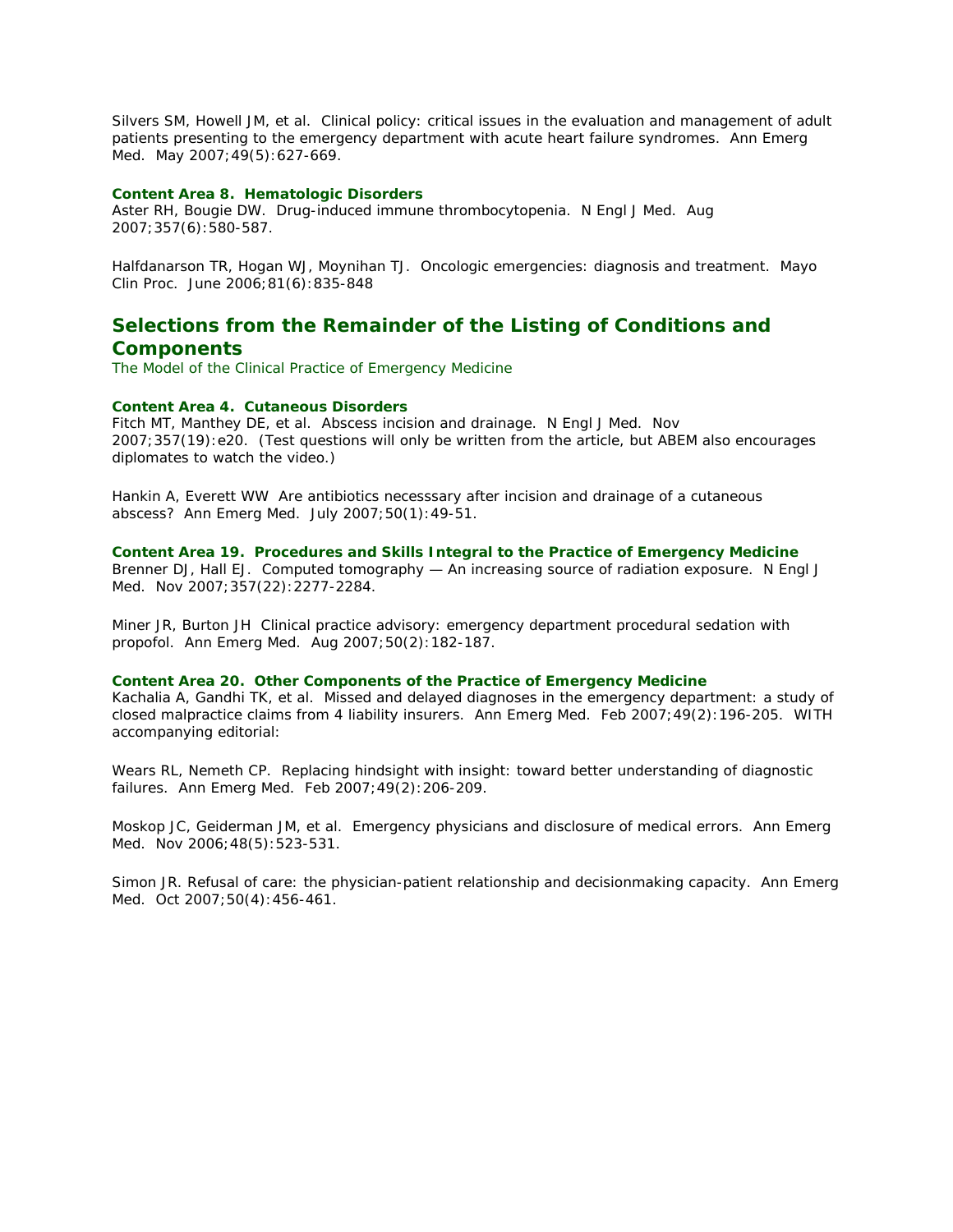Silvers SM, Howell JM, et al. Clinical policy: critical issues in the evaluation and management of adult patients presenting to the emergency department with acute heart failure syndromes. Ann Emerg Med. May 2007;49(5):627-669.

### Content Area 8. Hematologic Disorders

Aster RH, Bougie DW. Drug-induced immune thrombocytopenia. N Engl J Med. Aug 2007;357(6):580-587.

Halfdanarson TR, Hogan WJ, Moynihan TJ. Oncologic emergencies: diagnosis and treatment. Mayo Clin Proc. June 2006;81(6):835-848

## Selections from the Remainder of the Listing of Conditions and Components

The Model of the Clinical Practice of Emergency Medicine

### Content Area 4. Cutaneous Disorders

Fitch MT, Manthey DE, et al. Abscess incision and drainage. N Engl J Med. Nov 2007;357(19):e20. (Test questions will only be written from the article, but ABEM also encourages diplomates to watch the video.)

Hankin A, Everett WW Are antibiotics necesssary after incision and drainage of a cutaneous abscess? Ann Emerg Med. July 2007;50(1):49-51.

### Content Area 19. Procedures and Skills Integral to the Practice of Emergency Medicine

Brenner DJ, Hall EJ. Computed tomography — An increasing source of radiation exposure. N Engl J Med. Nov 2007;357(22):2277-2284.

Miner JR, Burton JH Clinical practice advisory: emergency department procedural sedation with propofol. Ann Emerg Med. Aug 2007;50(2):182-187.

### Content Area 20. Other Components of the Practice of Emergency Medicine

Kachalia A, Gandhi TK, et al. Missed and delayed diagnoses in the emergency department: a study of closed malpractice claims from 4 liability insurers. Ann Emerg Med. Feb 2007;49(2):196-205. WITH accompanying editorial:

Wears RL, Nemeth CP. Replacing hindsight with insight: toward better understanding of diagnostic failures. Ann Emerg Med. Feb 2007;49(2):206-209.

Moskop JC, Geiderman JM, et al. Emergency physicians and disclosure of medical errors. Ann Emerg Med. Nov 2006;48(5):523-531.

Simon JR. Refusal of care: the physician-patient relationship and decisionmaking capacity. Ann Emerg Med. Oct 2007;50(4):456-461.